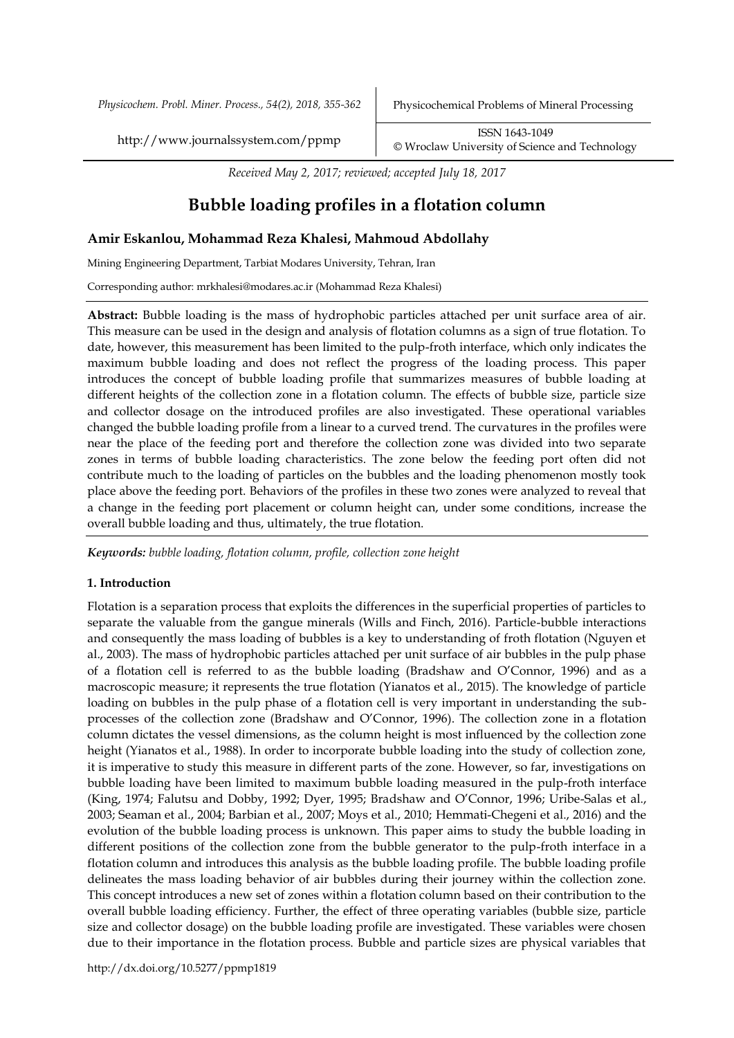*Received May 2, 2017; reviewed; accepted July 18, 2017*

# Bubble loading profiles in a flotation column

**Amir Eskanlou, Mohammad Reza Khalesi, Mahmoud Abdollahy**

Mining Engineering Department, Tarbiat Modares University, Tehran, Iran

Corresponding author: mrkhalesi@modares.ac.ir (Mohammad Reza Khalesi)

**Abstract:** Bubble loading is the mass of hydrophobic particles attached per unit surface area of air. This measure can be used in the design and analysis of flotation columns as a sign of true flotation. To date, however, this measurement has been limited to the pulp-froth interface, which only indicates the maximum bubble loading and does not reflect the progress of the loading process. This paper introduces the concept of bubble loading profile that summarizes measures of bubble loading at different heights of the collection zone in a flotation column. The effects of bubble size, particle size and collector dosage on the introduced profiles are also investigated. These operational variables changed the bubble loading profile from a linear to a curved trend. The curvatures in the profiles were near the place of the feeding port and therefore the collection zone was divided into two separate zones in terms of bubble loading characteristics. The zone below the feeding port often did not contribute much to the loading of particles on the bubbles and the loading phenomenon mostly took place above the feeding port. Behaviors of the profiles in these two zones were analyzed to reveal that a change in the feeding port placement or column height can, under some conditions, increase the overall bubble loading and thus, ultimately, the true flotation.

***Keywords:*** *bubble loading, flotation column, profile, collection zone height*

## 1. Introduction

Flotation is a separation process that exploits the differences in the superficial properties of particles to separate the valuable from the gangue minerals (Wills and Finch, 2016). Particle-bubble interactions and consequently the mass loading of bubbles is a key to understanding of froth flotation (Nguyen et al., 2003). The mass of hydrophobic particles attached per unit surface of air bubbles in the pulp phase of a flotation cell is referred to as the bubble loading (Bradshaw and O'Connor, 1996) and as a macroscopic measure; it represents the true flotation (Yianatos et al., 2015). The knowledge of particle loading on bubbles in the pulp phase of a flotation cell is very important in understanding the sub-processes of the collection zone (Bradshaw and O'Connor, 1996). The collection zone in a flotation column dictates the vessel dimensions, as the column height is most influenced by the collection zone height (Yianatos et al., 1988). In order to incorporate bubble loading into the study of collection zone, it is imperative to study this measure in different parts of the zone. However, so far, investigations on bubble loading have been limited to maximum bubble loading measured in the pulp-froth interface (King, 1974; Falutsu and Dobby, 1992; Dyer, 1995; Bradshaw and O'Connor, 1996; Uribe-Salas et al., 2003; Seaman et al., 2004; Barbian et al., 2007; Moys et al., 2010; Hemmati-Chegeni et al., 2016) and the evolution of the bubble loading process is unknown. This paper aims to study the bubble loading in different positions of the collection zone from the bubble generator to the pulp-froth interface in a flotation column and introduces this analysis as the bubble loading profile. The bubble loading profile delineates the mass loading behavior of air bubbles during their journey within the collection zone. This concept introduces a new set of zones within a flotation column based on their contribution to the overall bubble loading efficiency. Further, the effect of three operating variables (bubble size, particle size and collector dosage) on the bubble loading profile are investigated. These variables were chosen due to their importance in the flotation process. Bubble and particle sizes are physical variables that

http://dx.doi.org/10.5277/ppmp1819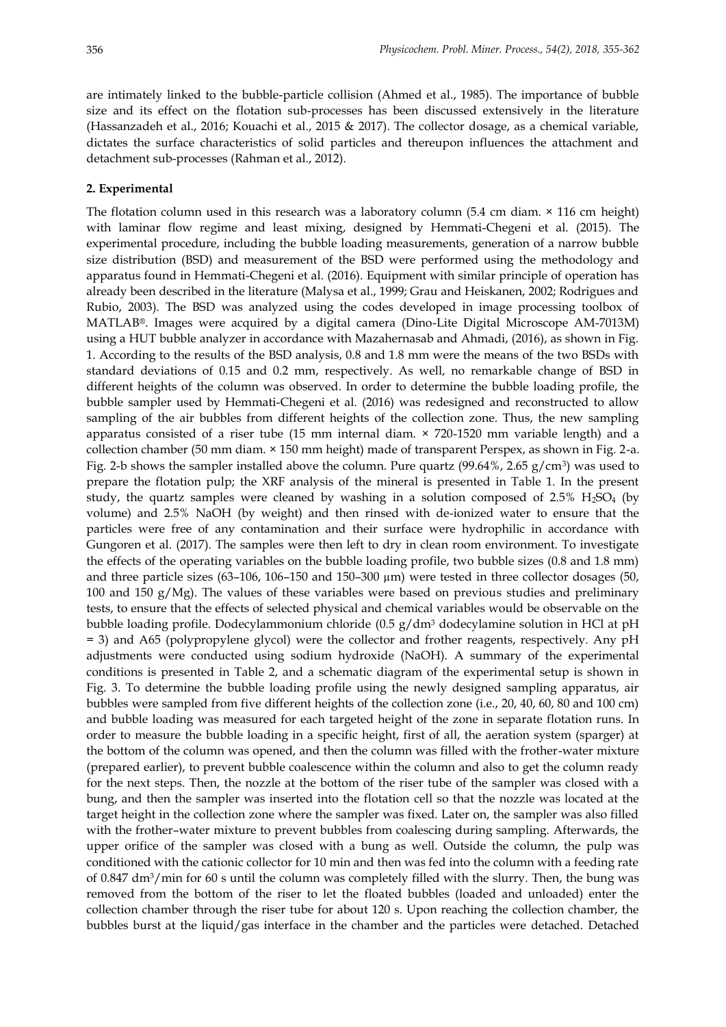are intimately linked to the bubble-particle collision (Ahmed et al., 1985). The importance of bubble size and its effect on the flotation sub-processes has been discussed extensively in the literature (Hassanzadeh et al., 2016; Kouachi et al., 2015 & 2017). The collector dosage, as a chemical variable, dictates the surface characteristics of solid particles and thereupon influences the attachment and detachment sub-processes (Rahman et al., 2012).

## 2. Experimental

The flotation column used in this research was a laboratory column (5.4 cm diam. × 116 cm height) with laminar flow regime and least mixing, designed by Hemmati-Chegeni et al. (2015). The experimental procedure, including the bubble loading measurements, generation of a narrow bubble size distribution (BSD) and measurement of the BSD were performed using the methodology and apparatus found in Hemmati-Chegeni et al. (2016). Equipment with similar principle of operation has already been described in the literature (Malysa et al., 1999; Grau and Heiskanen, 2002; Rodrigues and Rubio, 2003). The BSD was analyzed using the codes developed in image processing toolbox of MATLAB®. Images were acquired by a digital camera (Dino-Lite Digital Microscope AM-7013M) using a HUT bubble analyzer in accordance with Mazahernasab and Ahmadi, (2016), as shown in Fig. 1. According to the results of the BSD analysis, 0.8 and 1.8 mm were the means of the two BSDs with standard deviations of 0.15 and 0.2 mm, respectively. As well, no remarkable change of BSD in different heights of the column was observed. In order to determine the bubble loading profile, the bubble sampler used by Hemmati-Chegeni et al. (2016) was redesigned and reconstructed to allow sampling of the air bubbles from different heights of the collection zone. Thus, the new sampling apparatus consisted of a riser tube (15 mm internal diam. × 720-1520 mm variable length) and a collection chamber (50 mm diam. × 150 mm height) made of transparent Perspex, as shown in Fig. 2-a. Fig. 2-b shows the sampler installed above the column. Pure quartz (99.64%, 2.65 g/cm$^3$) was used to prepare the flotation pulp; the XRF analysis of the mineral is presented in Table 1. In the present study, the quartz samples were cleaned by washing in a solution composed of 2.5% $H_2SO_4$ (by volume) and 2.5% NaOH (by weight) and then rinsed with de-ionized water to ensure that the particles were free of any contamination and their surface were hydrophilic in accordance with Gungoren et al. (2017). The samples were then left to dry in clean room environment. To investigate the effects of the operating variables on the bubble loading profile, two bubble sizes (0.8 and 1.8 mm) and three particle sizes (63–106, 106–150 and 150–300 µm) were tested in three collector dosages (50, 100 and 150 g/Mg). The values of these variables were based on previous studies and preliminary tests, to ensure that the effects of selected physical and chemical variables would be observable on the bubble loading profile. Dodecylammonium chloride (0.5 g/dm$^3$ dodecylamine solution in HCl at pH = 3) and A65 (polypropylene glycol) were the collector and frother reagents, respectively. Any pH adjustments were conducted using sodium hydroxide (NaOH). A summary of the experimental conditions is presented in Table 2, and a schematic diagram of the experimental setup is shown in Fig. 3. To determine the bubble loading profile using the newly designed sampling apparatus, air bubbles were sampled from five different heights of the collection zone (i.e., 20, 40, 60, 80 and 100 cm) and bubble loading was measured for each targeted height of the zone in separate flotation runs. In order to measure the bubble loading in a specific height, first of all, the aeration system (sparger) at the bottom of the column was opened, and then the column was filled with the frother-water mixture (prepared earlier), to prevent bubble coalescence within the column and also to get the column ready for the next steps. Then, the nozzle at the bottom of the riser tube of the sampler was closed with a bung, and then the sampler was inserted into the flotation cell so that the nozzle was located at the target height in the collection zone where the sampler was fixed. Later on, the sampler was also filled with the frother–water mixture to prevent bubbles from coalescing during sampling. Afterwards, the upper orifice of the sampler was closed with a bung as well. Outside the column, the pulp was conditioned with the cationic collector for 10 min and then was fed into the column with a feeding rate of 0.847 dm$^3$/min for 60 s until the column was completely filled with the slurry. Then, the bung was removed from the bottom of the riser to let the floated bubbles (loaded and unloaded) enter the collection chamber through the riser tube for about 120 s. Upon reaching the collection chamber, the bubbles burst at the liquid/gas interface in the chamber and the particles were detached. Detached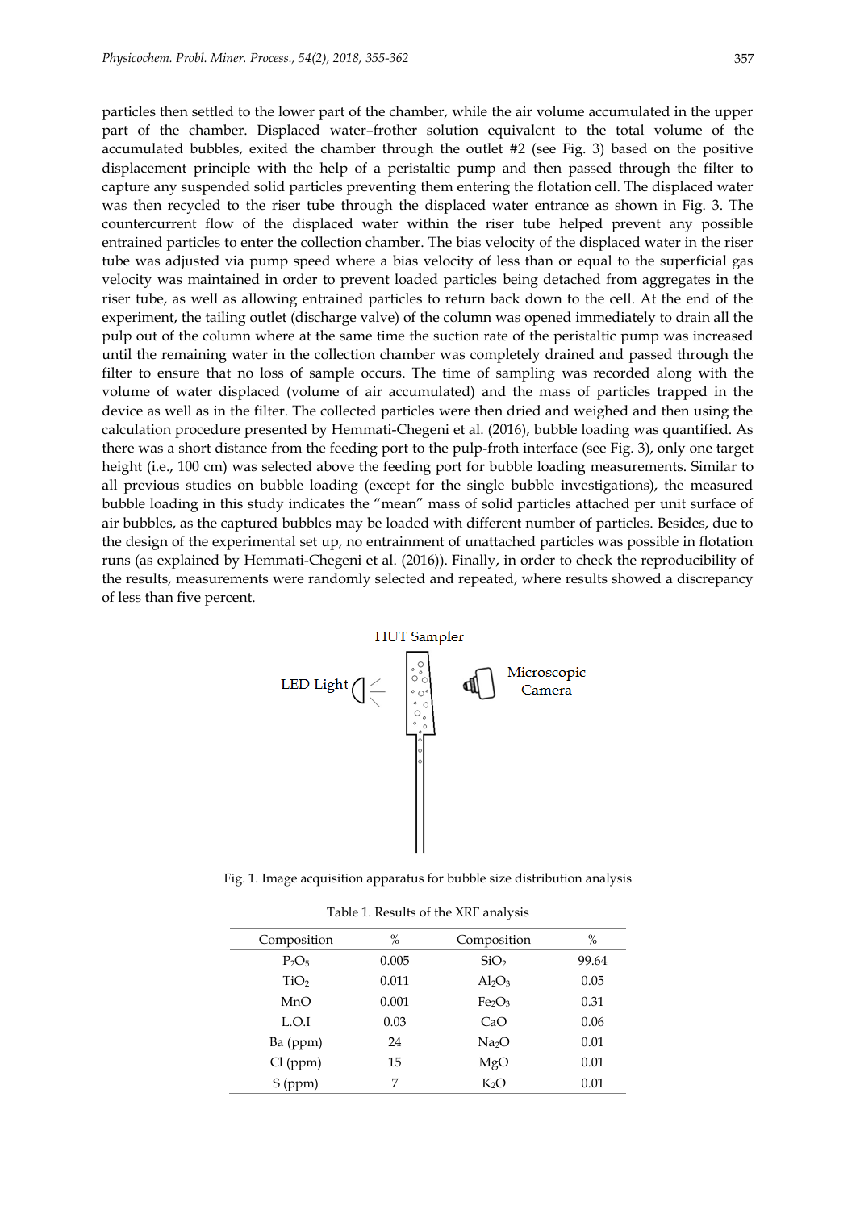particles then settled to the lower part of the chamber, while the air volume accumulated in the upper part of the chamber. Displaced water–frother solution equivalent to the total volume of the accumulated bubbles, exited the chamber through the outlet #2 (see Fig. 3) based on the positive displacement principle with the help of a peristaltic pump and then passed through the filter to capture any suspended solid particles preventing them entering the flotation cell. The displaced water was then recycled to the riser tube through the displaced water entrance as shown in Fig. 3. The countercurrent flow of the displaced water within the riser tube helped prevent any possible entrained particles to enter the collection chamber. The bias velocity of the displaced water in the riser tube was adjusted via pump speed where a bias velocity of less than or equal to the superficial gas velocity was maintained in order to prevent loaded particles being detached from aggregates in the riser tube, as well as allowing entrained particles to return back down to the cell. At the end of the experiment, the tailing outlet (discharge valve) of the column was opened immediately to drain all the pulp out of the column where at the same time the suction rate of the peristaltic pump was increased until the remaining water in the collection chamber was completely drained and passed through the filter to ensure that no loss of sample occurs. The time of sampling was recorded along with the volume of water displaced (volume of air accumulated) and the mass of particles trapped in the device as well as in the filter. The collected particles were then dried and weighed and then using the calculation procedure presented by Hemmati-Chegeni et al. (2016), bubble loading was quantified. As there was a short distance from the feeding port to the pulp-froth interface (see Fig. 3), only one target height (i.e., 100 cm) was selected above the feeding port for bubble loading measurements. Similar to all previous studies on bubble loading (except for the single bubble investigations), the measured bubble loading in this study indicates the "mean" mass of solid particles attached per unit surface of air bubbles, as the captured bubbles may be loaded with different number of particles. Besides, due to the design of the experimental set up, no entrainment of unattached particles was possible in flotation runs (as explained by Hemmati-Chegeni et al. (2016)). Finally, in order to check the reproducibility of the results, measurements were randomly selected and repeated, where results showed a discrepancy of less than five percent.

HUT Sampler

LED Light

Microscopic Camera

Fig. 1. Image acquisition apparatus for bubble size distribution analysis

Table 1. Results of the XRF analysis

| Composition | % | Composition | % |
|---|---|---|---|
| $P_2O_5$ | 0.005 | $SiO_2$ | 99.64 |
| $TiO_2$ | 0.011 | $Al_2O_3$ | 0.05 |
| MnO | 0.001 | $Fe_2O_3$ | 0.31 |
| L.O.I | 0.03 | CaO | 0.06 |
| Ba (ppm) | 24 | $Na_2O$ | 0.01 |
| Cl (ppm) | 15 | MgO | 0.01 |
| S (ppm) | 7 | $K_2O$ | 0.01 |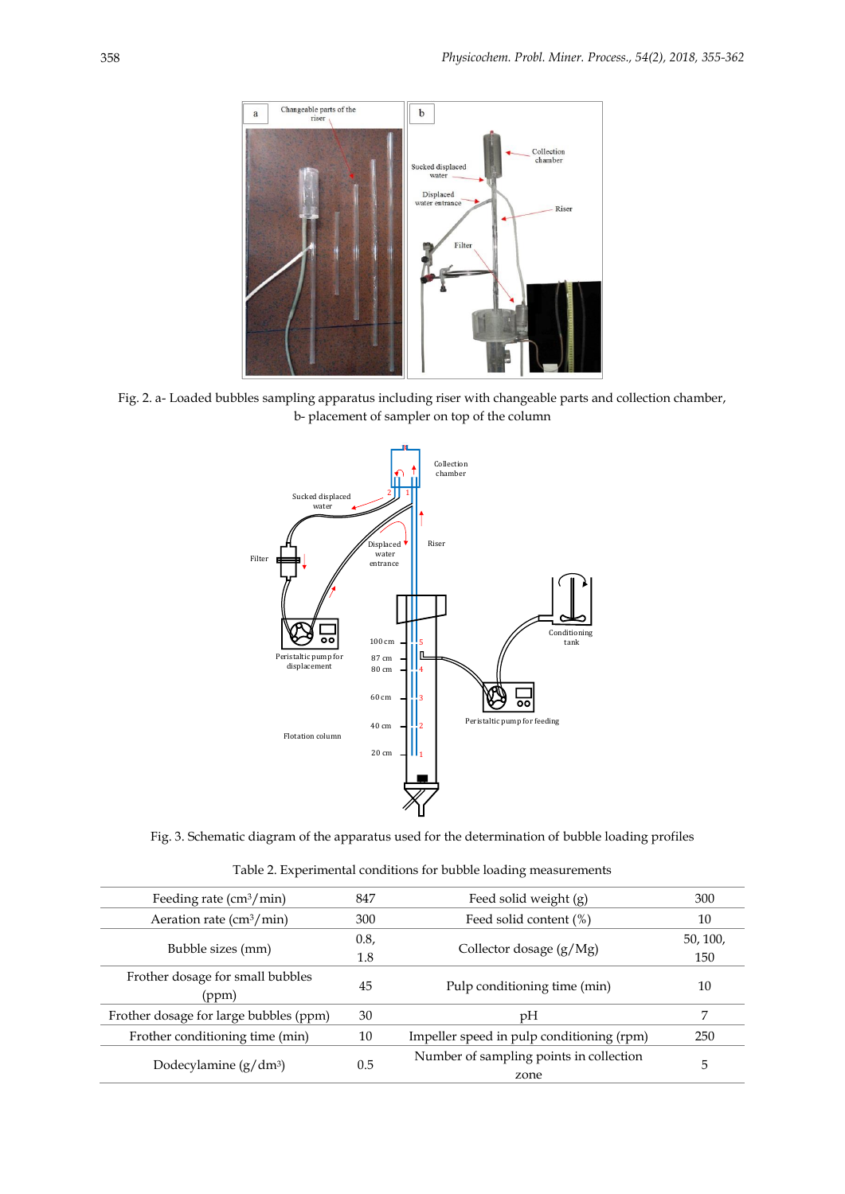Fig. 2. a- Loaded bubbles sampling apparatus including riser with changeable parts and collection chamber, b- placement of sampler on top of the column

Fig. 3. Schematic diagram of the apparatus used for the determination of bubble loading profiles

Table 2. Experimental conditions for bubble loading measurements

| | | | |
|---|---|---|---|
| Feeding rate ($cm^3$/min) | 847 | Feed solid weight (g) | 300 |
| Aeration rate ($cm^3$/min) | 300 | Feed solid content (%) | 10 |
| Bubble sizes (mm) | 0.8, 1.8 | Collector dosage (g/Mg) | 50, 100, 150 |
| Frother dosage for small bubbles (ppm) | 45 | Pulp conditioning time (min) | 10 |
| Frother dosage for large bubbles (ppm) | 30 | pH | 7 |
| Frother conditioning time (min) | 10 | Impeller speed in pulp conditioning (rpm) | 250 |
| Dodecylamine (g/$dm^3$) | 0.5 | Number of sampling points in collection zone | 5 |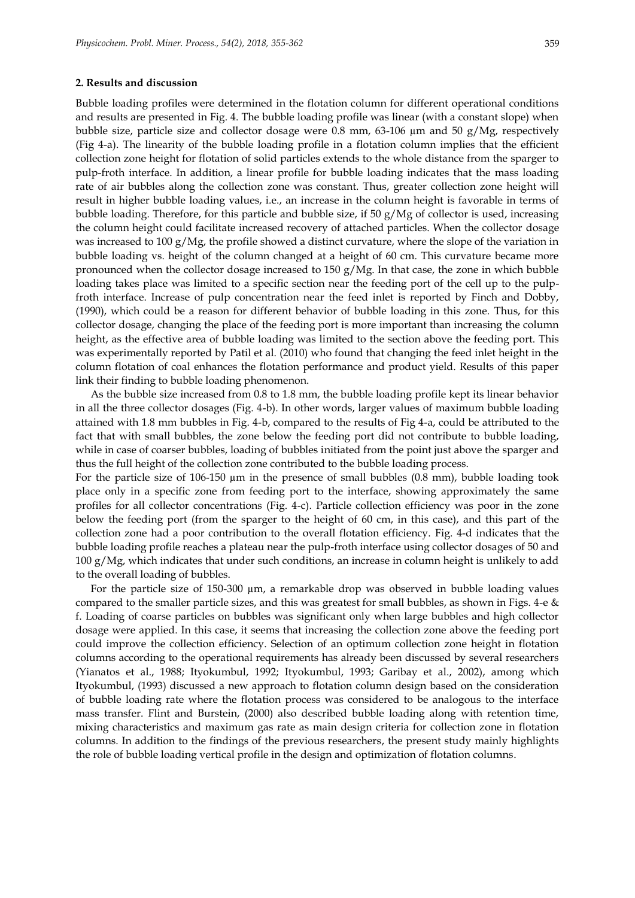## 2. Results and discussion

Bubble loading profiles were determined in the flotation column for different operational conditions and results are presented in Fig. 4. The bubble loading profile was linear (with a constant slope) when bubble size, particle size and collector dosage were 0.8 mm, 63-106 µm and 50 g/Mg, respectively (Fig 4-a). The linearity of the bubble loading profile in a flotation column implies that the efficient collection zone height for flotation of solid particles extends to the whole distance from the sparger to pulp-froth interface. In addition, a linear profile for bubble loading indicates that the mass loading rate of air bubbles along the collection zone was constant. Thus, greater collection zone height will result in higher bubble loading values, i.e., an increase in the column height is favorable in terms of bubble loading. Therefore, for this particle and bubble size, if 50 g/Mg of collector is used, increasing the column height could facilitate increased recovery of attached particles. When the collector dosage was increased to 100 g/Mg, the profile showed a distinct curvature, where the slope of the variation in bubble loading vs. height of the column changed at a height of 60 cm. This curvature became more pronounced when the collector dosage increased to 150 g/Mg. In that case, the zone in which bubble loading takes place was limited to a specific section near the feeding port of the cell up to the pulp-froth interface. Increase of pulp concentration near the feed inlet is reported by Finch and Dobby, (1990), which could be a reason for different behavior of bubble loading in this zone. Thus, for this collector dosage, changing the place of the feeding port is more important than increasing the column height, as the effective area of bubble loading was limited to the section above the feeding port. This was experimentally reported by Patil et al. (2010) who found that changing the feed inlet height in the column flotation of coal enhances the flotation performance and product yield. Results of this paper link their finding to bubble loading phenomenon.

As the bubble size increased from 0.8 to 1.8 mm, the bubble loading profile kept its linear behavior in all the three collector dosages (Fig. 4-b). In other words, larger values of maximum bubble loading attained with 1.8 mm bubbles in Fig. 4-b, compared to the results of Fig 4-a, could be attributed to the fact that with small bubbles, the zone below the feeding port did not contribute to bubble loading, while in case of coarser bubbles, loading of bubbles initiated from the point just above the sparger and thus the full height of the collection zone contributed to the bubble loading process.

For the particle size of 106-150 µm in the presence of small bubbles (0.8 mm), bubble loading took place only in a specific zone from feeding port to the interface, showing approximately the same profiles for all collector concentrations (Fig. 4-c). Particle collection efficiency was poor in the zone below the feeding port (from the sparger to the height of 60 cm, in this case), and this part of the collection zone had a poor contribution to the overall flotation efficiency. Fig. 4-d indicates that the bubble loading profile reaches a plateau near the pulp-froth interface using collector dosages of 50 and 100 g/Mg, which indicates that under such conditions, an increase in column height is unlikely to add to the overall loading of bubbles.

For the particle size of 150-300 µm, a remarkable drop was observed in bubble loading values compared to the smaller particle sizes, and this was greatest for small bubbles, as shown in Figs. 4-e & f. Loading of coarse particles on bubbles was significant only when large bubbles and high collector dosage were applied. In this case, it seems that increasing the collection zone above the feeding port could improve the collection efficiency. Selection of an optimum collection zone height in flotation columns according to the operational requirements has already been discussed by several researchers (Yianatos et al., 1988; Ityokumbul, 1992; Ityokumbul, 1993; Garibay et al., 2002), among which Ityokumbul, (1993) discussed a new approach to flotation column design based on the consideration of bubble loading rate where the flotation process was considered to be analogous to the interface mass transfer. Flint and Burstein, (2000) also described bubble loading along with retention time, mixing characteristics and maximum gas rate as main design criteria for collection zone in flotation columns. In addition to the findings of the previous researchers, the present study mainly highlights the role of bubble loading vertical profile in the design and optimization of flotation columns.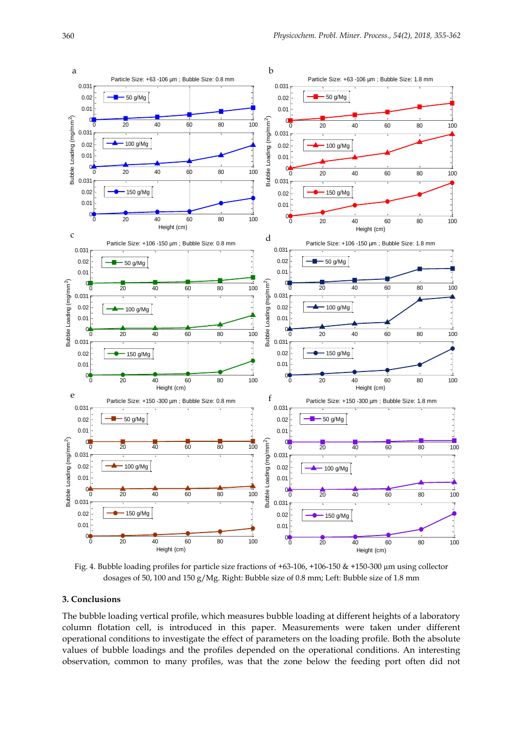Fig. 4. Bubble loading profiles for particle size fractions of +63-106, +106-150 & +150-300 µm using collector dosages of 50, 100 and 150 g/Mg. Right: Bubble size of 0.8 mm; Left: Bubble size of 1.8 mm

## 3. Conclusions

The bubble loading vertical profile, which measures bubble loading at different heights of a laboratory column flotation cell, is introduced in this paper. Measurements were taken under different operational conditions to investigate the effect of parameters on the loading profile. Both the absolute values of bubble loadings and the profiles depended on the operational conditions. An interesting observation, common to many profiles, was that the zone below the feeding port often did not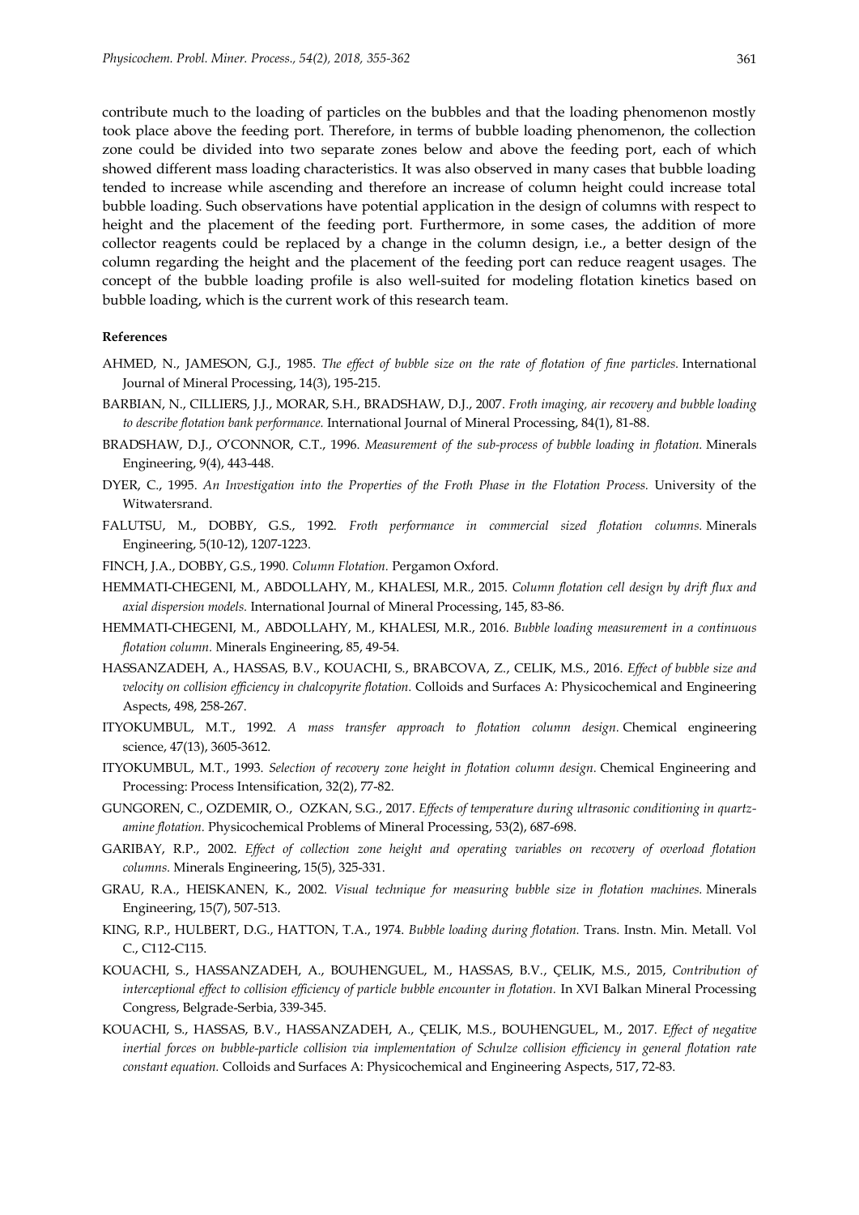contribute much to the loading of particles on the bubbles and that the loading phenomenon mostly took place above the feeding port. Therefore, in terms of bubble loading phenomenon, the collection zone could be divided into two separate zones below and above the feeding port, each of which showed different mass loading characteristics. It was also observed in many cases that bubble loading tended to increase while ascending and therefore an increase of column height could increase total bubble loading. Such observations have potential application in the design of columns with respect to height and the placement of the feeding port. Furthermore, in some cases, the addition of more collector reagents could be replaced by a change in the column design, i.e., a better design of the column regarding the height and the placement of the feeding port can reduce reagent usages. The concept of the bubble loading profile is also well-suited for modeling flotation kinetics based on bubble loading, which is the current work of this research team.

#### References

AHMED, N., JAMESON, G.J., 1985. *The effect of bubble size on the rate of flotation of fine particles.* International Journal of Mineral Processing, 14(3), 195-215.

BARBIAN, N., CILLIERS, J.J., MORAR, S.H., BRADSHAW, D.J., 2007. *Froth imaging, air recovery and bubble loading to describe flotation bank performance.* International Journal of Mineral Processing, 84(1), 81-88.

BRADSHAW, D.J., O'CONNOR, C.T., 1996. *Measurement of the sub-process of bubble loading in flotation.* Minerals Engineering, 9(4), 443-448.

DYER, C., 1995. *An Investigation into the Properties of the Froth Phase in the Flotation Process.* University of the Witwatersrand.

FALUTSU, M., DOBBY, G.S., 1992. *Froth performance in commercial sized flotation columns.* Minerals Engineering, 5(10-12), 1207-1223.

FINCH, J.A., DOBBY, G.S., 1990. *Column Flotation.* Pergamon Oxford.

HEMMATI-CHEGENI, M., ABDOLLAHY, M., KHALESI, M.R., 2015. *Column flotation cell design by drift flux and axial dispersion models.* International Journal of Mineral Processing, 145, 83-86.

HEMMATI-CHEGENI, M., ABDOLLAHY, M., KHALESI, M.R., 2016. *Bubble loading measurement in a continuous flotation column.* Minerals Engineering, 85, 49-54.

HASSANZADEH, A., HASSAS, B.V., KOUACHI, S., BRABCOVA, Z., CELIK, M.S., 2016. *Effect of bubble size and velocity on collision efficiency in chalcopyrite flotation.* Colloids and Surfaces A: Physicochemical and Engineering Aspects, 498, 258-267.

ITYOKUMBUL, M.T., 1992. *A mass transfer approach to flotation column design.* Chemical engineering science, 47(13), 3605-3612.

ITYOKUMBUL, M.T., 1993. *Selection of recovery zone height in flotation column design.* Chemical Engineering and Processing: Process Intensification, 32(2), 77-82.

GUNGOREN, C., OZDEMIR, O., OZKAN, S.G., 2017. *Effects of temperature during ultrasonic conditioning in quartz-amine flotation.* Physicochemical Problems of Mineral Processing, 53(2), 687-698.

GARIBAY, R.P., 2002. *Effect of collection zone height and operating variables on recovery of overload flotation columns.* Minerals Engineering, 15(5), 325-331.

GRAU, R.A., HEISKANEN, K., 2002. *Visual technique for measuring bubble size in flotation machines.* Minerals Engineering, 15(7), 507-513.

KING, R.P., HULBERT, D.G., HATTON, T.A., 1974. *Bubble loading during flotation.* Trans. Instn. Min. Metall. Vol C., C112-C115.

KOUACHI, S., HASSANZADEH, A., BOUHENGUEL, M., HASSAS, B.V., ÇELIK, M.S., 2015, *Contribution of interceptional effect to collision efficiency of particle bubble encounter in flotation.* In XVI Balkan Mineral Processing Congress, Belgrade-Serbia, 339-345.

KOUACHI, S., HASSAS, B.V., HASSANZADEH, A., ÇELIK, M.S., BOUHENGUEL, M., 2017. *Effect of negative inertial forces on bubble-particle collision via implementation of Schulze collision efficiency in general flotation rate constant equation.* Colloids and Surfaces A: Physicochemical and Engineering Aspects, 517, 72-83.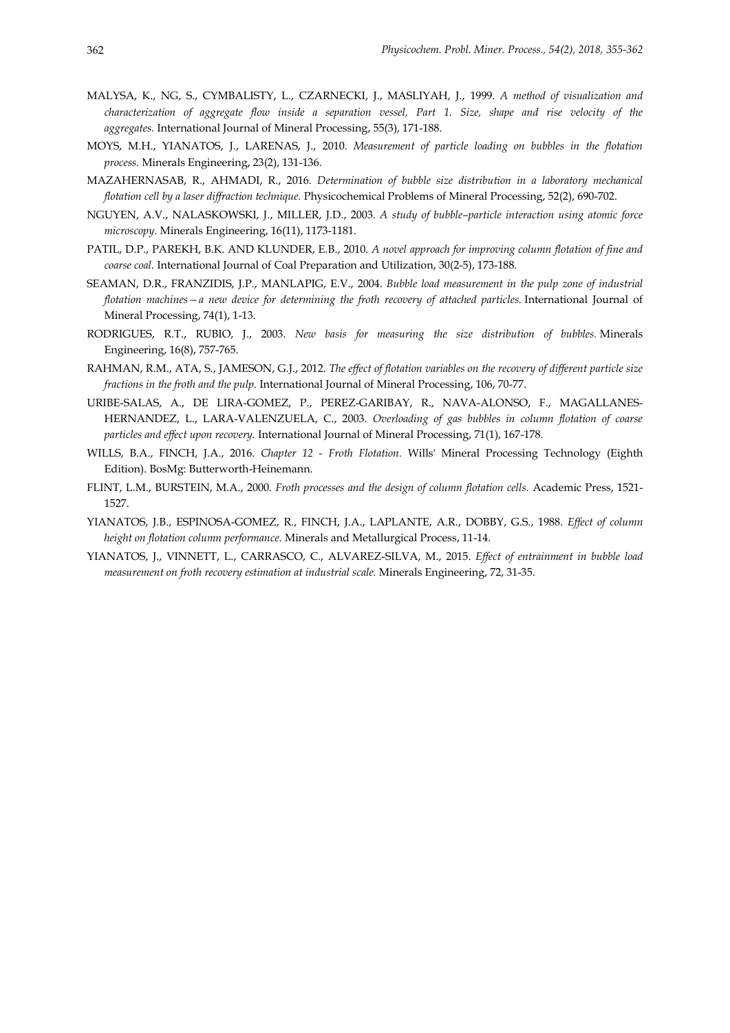MALYSA, K., NG, S., CYMBALISTY, L., CZARNECKI, J., MASLIYAH, J., 1999. *A method of visualization and characterization of aggregate flow inside a separation vessel, Part 1. Size, shape and rise velocity of the aggregates.* International Journal of Mineral Processing, 55(3), 171-188.

MOYS, M.H., YIANATOS, J., LARENAS, J., 2010. *Measurement of particle loading on bubbles in the flotation process.* Minerals Engineering, 23(2), 131-136.

MAZAHERNASAB, R., AHMADI, R., 2016. *Determination of bubble size distribution in a laboratory mechanical flotation cell by a laser diffraction technique.* Physicochemical Problems of Mineral Processing, 52(2), 690-702.

NGUYEN, A.V., NALASKOWSKI, J., MILLER, J.D., 2003. *A study of bubble–particle interaction using atomic force microscopy.* Minerals Engineering, 16(11), 1173-1181.

PATIL, D.P., PAREKH, B.K. AND KLUNDER, E.B., 2010. *A novel approach for improving column flotation of fine and coarse coal.* International Journal of Coal Preparation and Utilization, 30(2-5), 173-188.

SEAMAN, D.R., FRANZIDIS, J.P., MANLAPIG, E.V., 2004. *Bubble load measurement in the pulp zone of industrial flotation machines—a new device for determining the froth recovery of attached particles.* International Journal of Mineral Processing, 74(1), 1-13.

RODRIGUES, R.T., RUBIO, J., 2003. *New basis for measuring the size distribution of bubbles.* Minerals Engineering, 16(8), 757-765.

RAHMAN, R.M., ATA, S., JAMESON, G.J., 2012. *The effect of flotation variables on the recovery of different particle size fractions in the froth and the pulp.* International Journal of Mineral Processing, 106, 70-77.

URIBE-SALAS, A., DE LIRA-GOMEZ, P., PEREZ-GARIBAY, R., NAVA-ALONSO, F., MAGALLANES-HERNANDEZ, L., LARA-VALENZUELA, C., 2003. *Overloading of gas bubbles in column flotation of coarse particles and effect upon recovery.* International Journal of Mineral Processing, 71(1), 167-178.

WILLS, B.A., FINCH, J.A., 2016. *Chapter 12 - Froth Flotation.* Wills' Mineral Processing Technology (Eighth Edition). BosMg: Butterworth-Heinemann.

FLINT, L.M., BURSTEIN, M.A., 2000. *Froth processes and the design of column flotation cells.* Academic Press, 1521-1527.

YIANATOS, J.B., ESPINOSA-GOMEZ, R., FINCH, J.A., LAPLANTE, A.R., DOBBY, G.S., 1988. *Effect of column height on flotation column performance.* Minerals and Metallurgical Process, 11-14.

YIANATOS, J., VINNETT, L., CARRASCO, C., ALVAREZ-SILVA, M., 2015. *Effect of entrainment in bubble load measurement on froth recovery estimation at industrial scale.* Minerals Engineering, 72, 31-35.